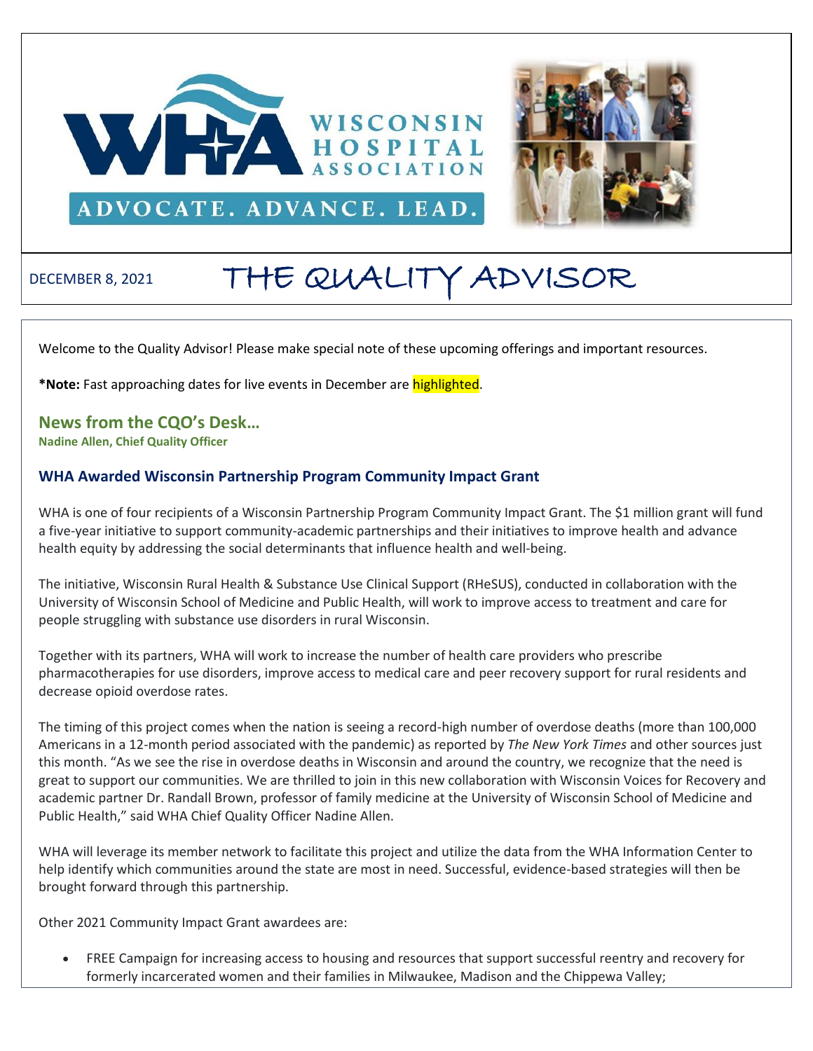WISCONSIN HOSPITAL ASSOCIATION

ADVOCATE. ADVANCE. LEAD.

DECEMBER 8, 2021

# THE QUALITY ADVISOR

Welcome to the Quality Advisor! Please make special note of these upcoming offerings and important resources.

***Note:** Fast approaching dates for live events in December are highlighted.

## News from the CQO's Desk…

**Nadine Allen, Chief Quality Officer**

### WHA Awarded Wisconsin Partnership Program Community Impact Grant

WHA is one of four recipients of a Wisconsin Partnership Program Community Impact Grant. The $1 million grant will fund a five-year initiative to support community-academic partnerships and their initiatives to improve health and advance health equity by addressing the social determinants that influence health and well-being.

The initiative, Wisconsin Rural Health & Substance Use Clinical Support (RHeSUS), conducted in collaboration with the University of Wisconsin School of Medicine and Public Health, will work to improve access to treatment and care for people struggling with substance use disorders in rural Wisconsin.

Together with its partners, WHA will work to increase the number of health care providers who prescribe pharmacotherapies for use disorders, improve access to medical care and peer recovery support for rural residents and decrease opioid overdose rates.

The timing of this project comes when the nation is seeing a record-high number of overdose deaths (more than 100,000 Americans in a 12-month period associated with the pandemic) as reported by *The New York Times* and other sources just this month. "As we see the rise in overdose deaths in Wisconsin and around the country, we recognize that the need is great to support our communities. We are thrilled to join in this new collaboration with Wisconsin Voices for Recovery and academic partner Dr. Randall Brown, professor of family medicine at the University of Wisconsin School of Medicine and Public Health," said WHA Chief Quality Officer Nadine Allen.

WHA will leverage its member network to facilitate this project and utilize the data from the WHA Information Center to help identify which communities around the state are most in need. Successful, evidence-based strategies will then be brought forward through this partnership.

Other 2021 Community Impact Grant awardees are:

- FREE Campaign for increasing access to housing and resources that support successful reentry and recovery for formerly incarcerated women and their families in Milwaukee, Madison and the Chippewa Valley;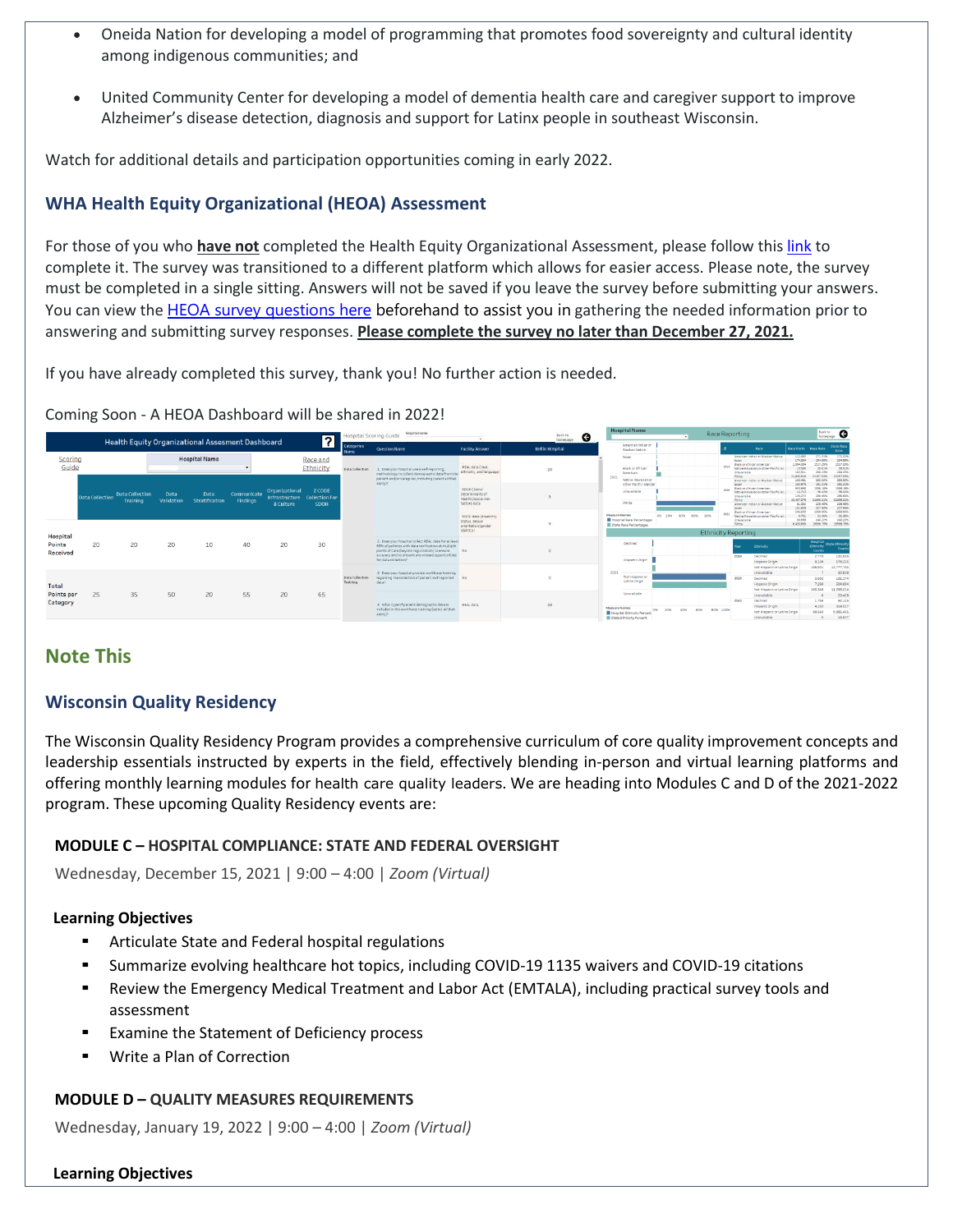- Oneida Nation for developing a model of programming that promotes food sovereignty and cultural identity among indigenous communities; and
- United Community Center for developing a model of dementia health care and caregiver support to improve Alzheimer's disease detection, diagnosis and support for Latinx people in southeast Wisconsin.

Watch for additional details and participation opportunities coming in early 2022.

### WHA Health Equity Organizational (HEOA) Assessment

For those of you who **have not** completed the Health Equity Organizational Assessment, please follow this link to complete it. The survey was transitioned to a different platform which allows for easier access. Please note, the survey must be completed in a single sitting. Answers will not be saved if you leave the survey before submitting your answers. You can view the HEOA survey questions here beforehand to assist you in gathering the needed information prior to answering and submitting survey responses. **Please complete the survey no later than December 27, 2021.**

If you have already completed this survey, thank you! No further action is needed.

Coming Soon - A HEOA Dashboard will be shared in 2022!

## Note This

### Wisconsin Quality Residency

The Wisconsin Quality Residency Program provides a comprehensive curriculum of core quality improvement concepts and leadership essentials instructed by experts in the field, effectively blending in-person and virtual learning platforms and offering monthly learning modules for health care quality leaders. We are heading into Modules C and D of the 2021-2022 program. These upcoming Quality Residency events are:

**MODULE C – HOSPITAL COMPLIANCE: STATE AND FEDERAL OVERSIGHT**

Wednesday, December 15, 2021 | 9:00 – 4:00 | *Zoom (Virtual)*

**Learning Objectives**

- Articulate State and Federal hospital regulations
- Summarize evolving healthcare hot topics, including COVID-19 1135 waivers and COVID-19 citations
- Review the Emergency Medical Treatment and Labor Act (EMTALA), including practical survey tools and assessment
- Examine the Statement of Deficiency process
- Write a Plan of Correction

**MODULE D – QUALITY MEASURES REQUIREMENTS**

Wednesday, January 19, 2022 | 9:00 – 4:00 | *Zoom (Virtual)*

**Learning Objectives**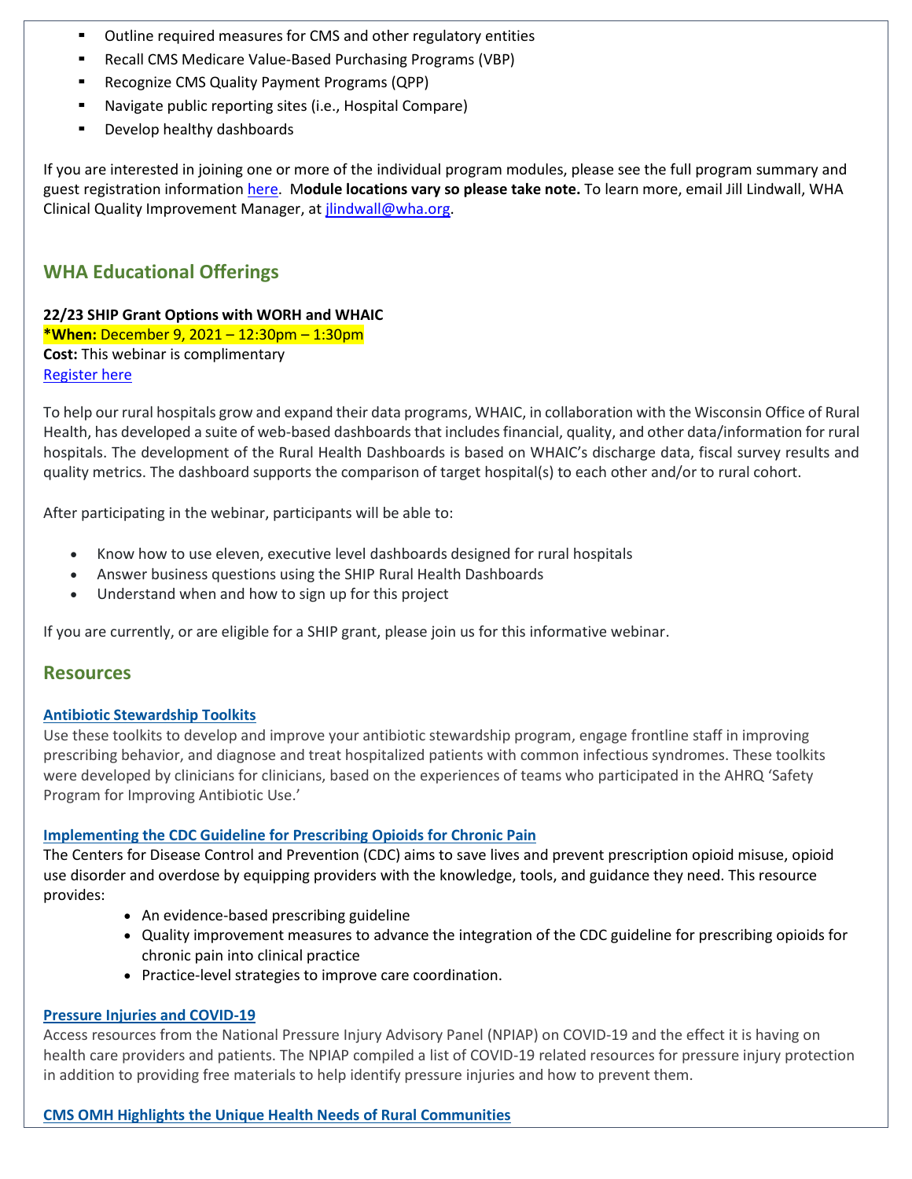- Outline required measures for CMS and other regulatory entities
- Recall CMS Medicare Value-Based Purchasing Programs (VBP)
- Recognize CMS Quality Payment Programs (QPP)
- Navigate public reporting sites (i.e., Hospital Compare)
- Develop healthy dashboards

If you are interested in joining one or more of the individual program modules, please see the full program summary and guest registration information here. M**odule locations vary so please take note.** To learn more, email Jill Lindwall, WHA Clinical Quality Improvement Manager, at jlindwall@wha.org.

## WHA Educational Offerings

**22/23 SHIP Grant Options with WORH and WHAIC**
***When:** December 9, 2021 – 12:30pm – 1:30pm
**Cost:** This webinar is complimentary
Register here

To help our rural hospitals grow and expand their data programs, WHAIC, in collaboration with the Wisconsin Office of Rural Health, has developed a suite of web-based dashboards that includes financial, quality, and other data/information for rural hospitals. The development of the Rural Health Dashboards is based on WHAIC's discharge data, fiscal survey results and quality metrics. The dashboard supports the comparison of target hospital(s) to each other and/or to rural cohort.

After participating in the webinar, participants will be able to:

- Know how to use eleven, executive level dashboards designed for rural hospitals
- Answer business questions using the SHIP Rural Health Dashboards
- Understand when and how to sign up for this project

If you are currently, or are eligible for a SHIP grant, please join us for this informative webinar.

## Resources

**Antibiotic Stewardship Toolkits**

Use these toolkits to develop and improve your antibiotic stewardship program, engage frontline staff in improving prescribing behavior, and diagnose and treat hospitalized patients with common infectious syndromes. These toolkits were developed by clinicians for clinicians, based on the experiences of teams who participated in the AHRQ 'Safety Program for Improving Antibiotic Use.'

**Implementing the CDC Guideline for Prescribing Opioids for Chronic Pain**

The Centers for Disease Control and Prevention (CDC) aims to save lives and prevent prescription opioid misuse, opioid use disorder and overdose by equipping providers with the knowledge, tools, and guidance they need. This resource provides:

- An evidence-based prescribing guideline
- Quality improvement measures to advance the integration of the CDC guideline for prescribing opioids for chronic pain into clinical practice
- Practice-level strategies to improve care coordination.

**Pressure Injuries and COVID-19**

Access resources from the National Pressure Injury Advisory Panel (NPIAP) on COVID-19 and the effect it is having on health care providers and patients. The NPIAP compiled a list of COVID-19 related resources for pressure injury protection in addition to providing free materials to help identify pressure injuries and how to prevent them.

**CMS OMH Highlights the Unique Health Needs of Rural Communities**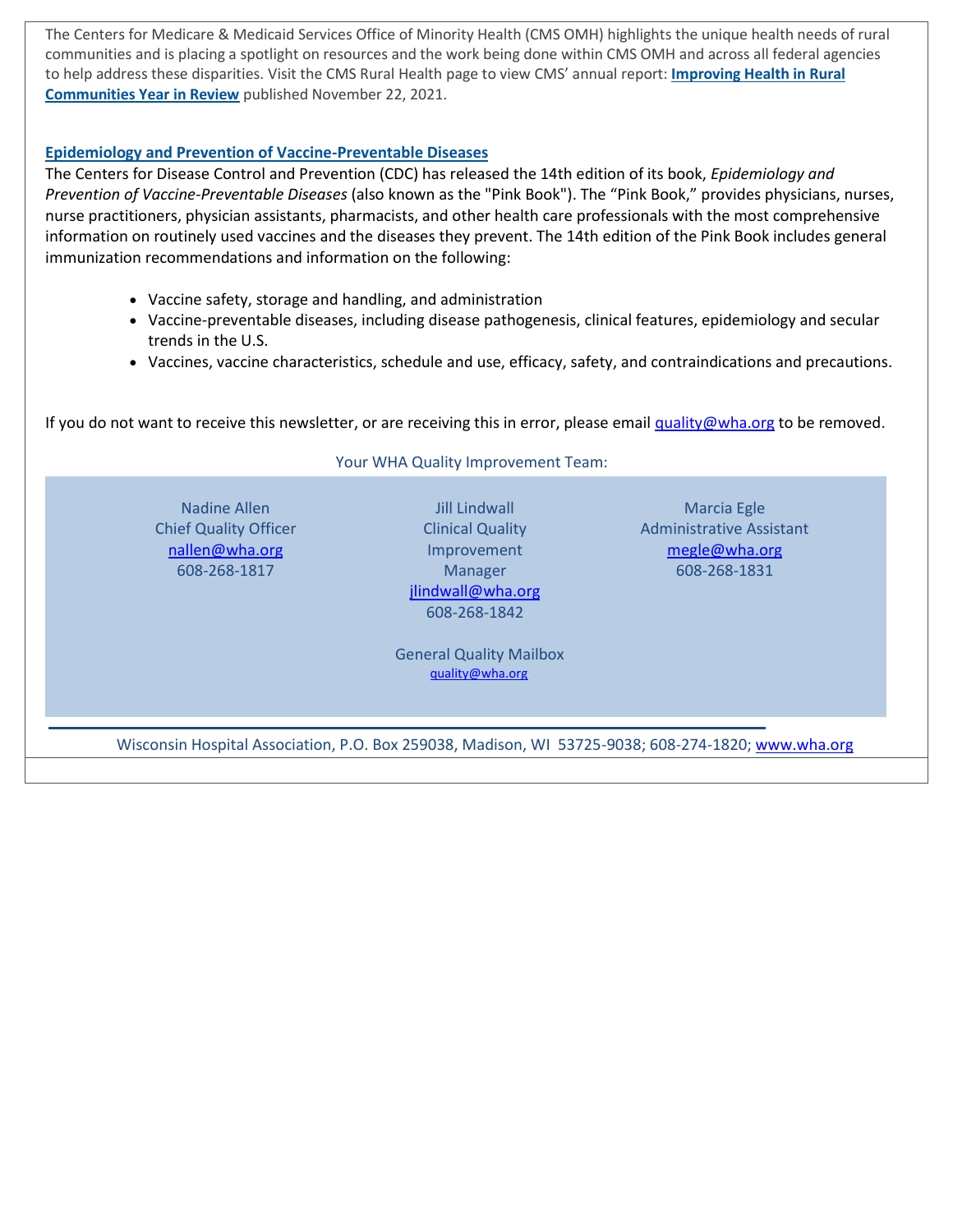The Centers for Medicare & Medicaid Services Office of Minority Health (CMS OMH) highlights the unique health needs of rural communities and is placing a spotlight on resources and the work being done within CMS OMH and across all federal agencies to help address these disparities. Visit the CMS Rural Health page to view CMS' annual report: **Improving Health in Rural Communities Year in Review** published November 22, 2021.

### Epidemiology and Prevention of Vaccine-Preventable Diseases

The Centers for Disease Control and Prevention (CDC) has released the 14th edition of its book, *Epidemiology and Prevention of Vaccine-Preventable Diseases* (also known as the "Pink Book"). The "Pink Book," provides physicians, nurses, nurse practitioners, physician assistants, pharmacists, and other health care professionals with the most comprehensive information on routinely used vaccines and the diseases they prevent. The 14th edition of the Pink Book includes general immunization recommendations and information on the following:

- Vaccine safety, storage and handling, and administration
- Vaccine-preventable diseases, including disease pathogenesis, clinical features, epidemiology and secular trends in the U.S.
- Vaccines, vaccine characteristics, schedule and use, efficacy, safety, and contraindications and precautions.

If you do not want to receive this newsletter, or are receiving this in error, please email quality@wha.org to be removed.

Your WHA Quality Improvement Team:

| | | |
|---|---|---|
| Nadine Allen<br>Chief Quality Officer<br>nallen@wha.org<br>608-268-1817 | Jill Lindwall<br>Clinical Quality Improvement Manager<br>jlindwall@wha.org<br>608-268-1842 | Marcia Egle<br>Administrative Assistant<br>megle@wha.org<br>608-268-1831 |

General Quality Mailbox
quality@wha.org

Wisconsin Hospital Association, P.O. Box 259038, Madison, WI 53725-9038; 608-274-1820; www.wha.org